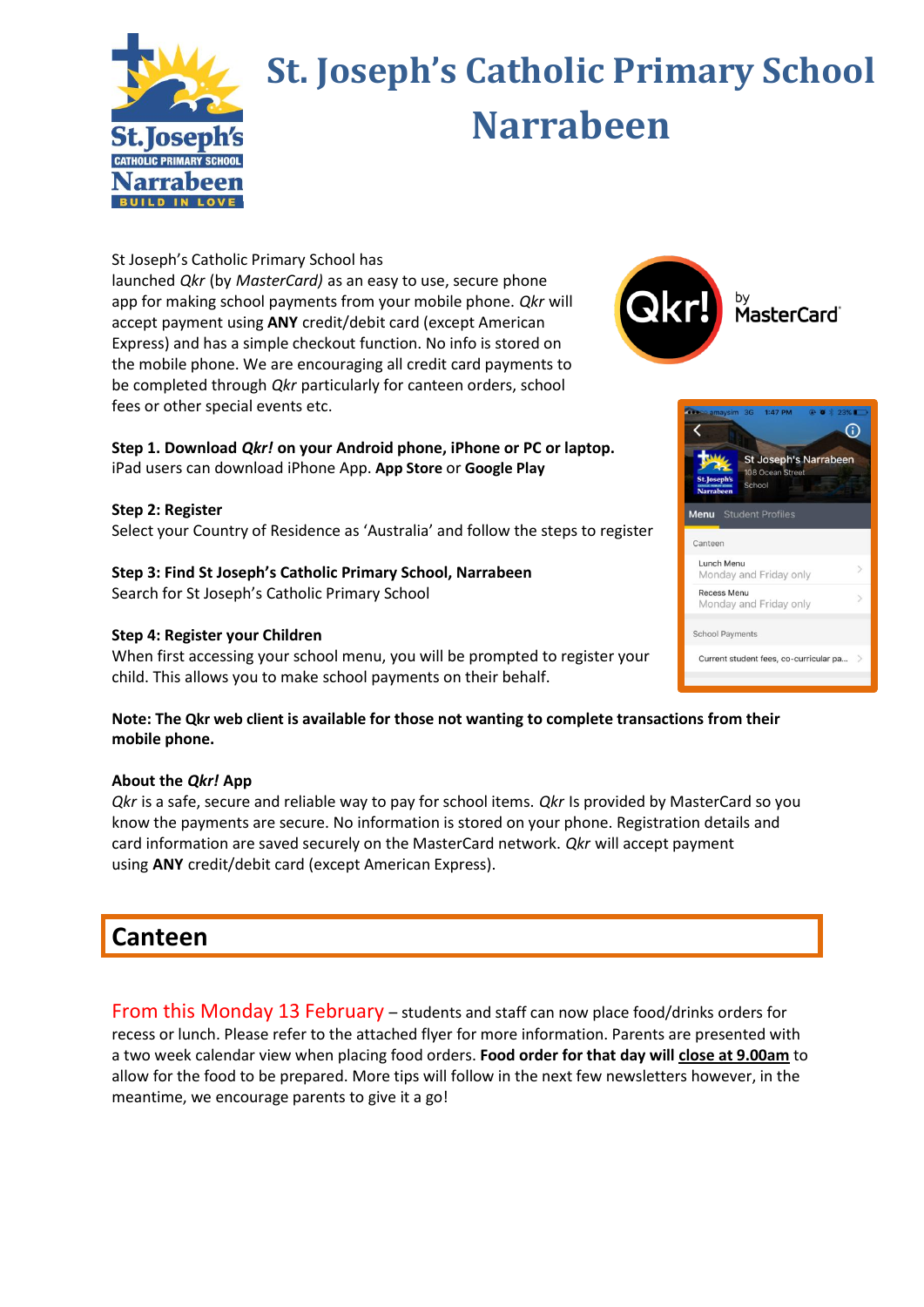# St. Joseph's Catholic Primary School Narrabeen

St Joseph's Catholic Primary School has launched *Qkr* (by *MasterCard)* as an easy to use, secure phone app for making school payments from your mobile phone. *Qkr* will accept payment using **ANY** credit/debit card (except American Express) and has a simple checkout function. No info is stored on the mobile phone. We are encouraging all credit card payments to be completed through *Qkr* particularly for canteen orders, school fees or other special events etc.

**Step 1. Download *Qkr!* on your Android phone, iPhone or PC or laptop.**
iPad users can download iPhone App. **App Store** or **Google Play**

**Step 2: Register**
Select your Country of Residence as 'Australia' and follow the steps to register

**Step 3: Find St Joseph's Catholic Primary School, Narrabeen**
Search for St Joseph's Catholic Primary School

**Step 4: Register your Children**
When first accessing your school menu, you will be prompted to register your child. This allows you to make school payments on their behalf.

**Note: The Qkr web client is available for those not wanting to complete transactions from their mobile phone.**

**About the *Qkr!* App**
*Qkr* is a safe, secure and reliable way to pay for school items. *Qkr* Is provided by MasterCard so you know the payments are secure. No information is stored on your phone. Registration details and card information are saved securely on the MasterCard network. *Qkr* will accept payment using **ANY** credit/debit card (except American Express).

## Canteen

From this Monday 13 February – students and staff can now place food/drinks orders for recess or lunch. Please refer to the attached flyer for more information. Parents are presented with a two week calendar view when placing food orders. **Food order for that day will close at 9.00am** to allow for the food to be prepared. More tips will follow in the next few newsletters however, in the meantime, we encourage parents to give it a go!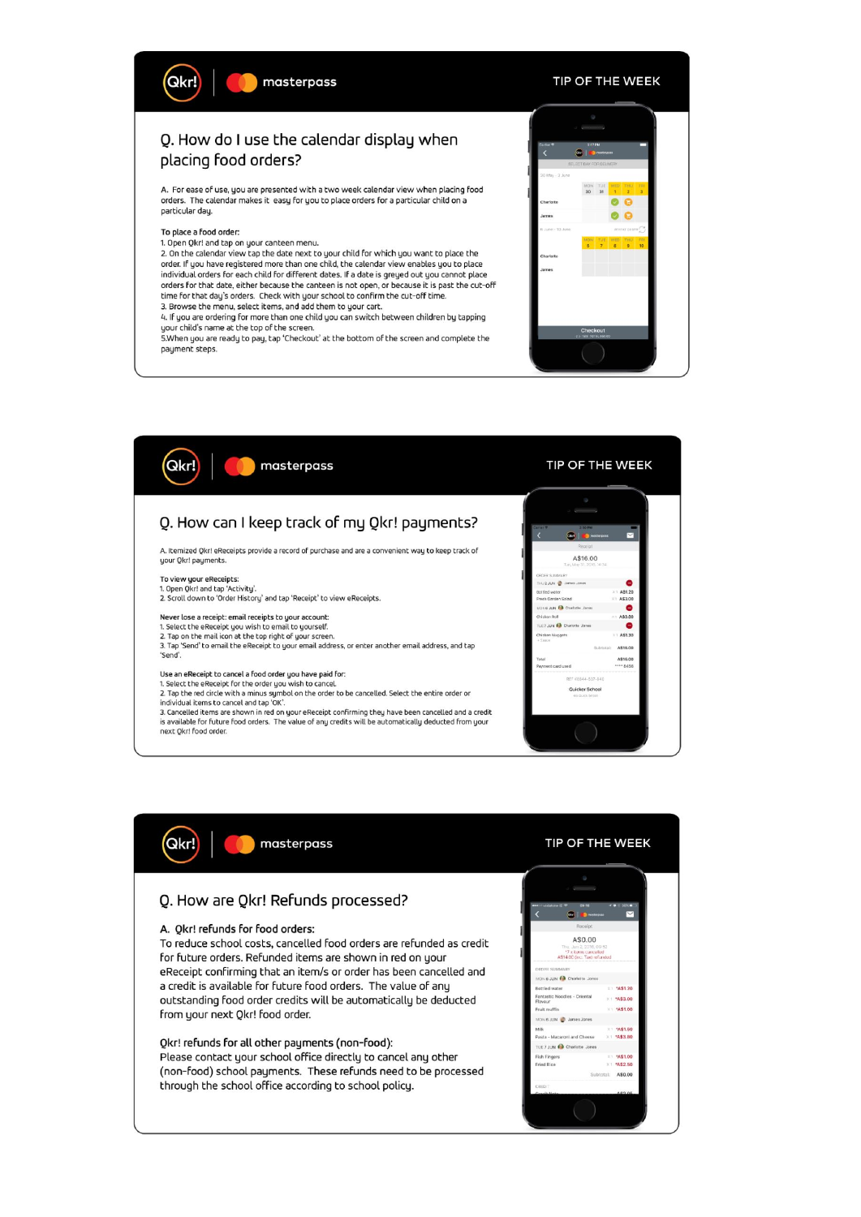Qkr! | masterpass

TIP OF THE WEEK

## Q. How do I use the calendar display when placing food orders?

A. For ease of use, you are presented with a two week calendar view when placing food orders. The calendar makes it easy for you to place orders for a particular child on a particular day.

**To place a food order:**

1. Open Qkr! and tap on your canteen menu.
2. On the calendar view tap the date next to your child for which you want to place the order. If you have registered more than one child, the calendar view enables you to place individual orders for each child for different dates. If a date is greyed out you cannot place orders for that date, either because the canteen is not open, or because it is past the cut-off time for that day's orders. Check with your school to confirm the cut-off time.
3. Browse the menu, select items, and add them to your cart.
4. If you are ordering for more than one child you can switch between children by tapping your child's name at the top of the screen.
5. When you are ready to pay, tap 'Checkout' at the bottom of the screen and complete the payment steps.

---

Qkr! | masterpass

TIP OF THE WEEK

## Q. How can I keep track of my Qkr! payments?

A. Itemized Qkr! eReceipts provide a record of purchase and are a convenient way to keep track of your Qkr! payments.

**To view your eReceipts:**

1. Open Qkr! and tap 'Activity'.
2. Scroll down to 'Order History' and tap 'Receipt' to view eReceipts.

**Never lose a receipt: email receipts to your account:**

1. Select the eReceipt you wish to email to yourself.
2. Tap on the mail icon at the top right of your screen.
3. Tap 'Send' to email the eReceipt to your email address, or enter another email address, and tap 'Send'.

**Use an eReceipt to cancel a food order you have paid for:**

1. Select the eReceipt for the order you wish to cancel.
2. Tap the red circle with a minus symbol on the order to be cancelled. Select the entire order or individual items to cancel and tap 'OK'.
3. Cancelled items are shown in red on your eReceipt confirming they have been cancelled and a credit is available for future food orders. The value of any credits will be automatically deducted from your next Qkr! food order.

---

Qkr! | masterpass

TIP OF THE WEEK

## Q. How are Qkr! Refunds processed?

**A. Qkr! refunds for food orders:**

To reduce school costs, cancelled food orders are refunded as credit for future orders. Refunded items are shown in red on your eReceipt confirming that an item/s or order has been cancelled and a credit is available for future food orders. The value of any outstanding food order credits will be automatically be deducted from your next Qkr! food order.

**Qkr! refunds for all other payments (non-food):**

Please contact your school office directly to cancel any other (non-food) school payments. These refunds need to be processed through the school office according to school policy.